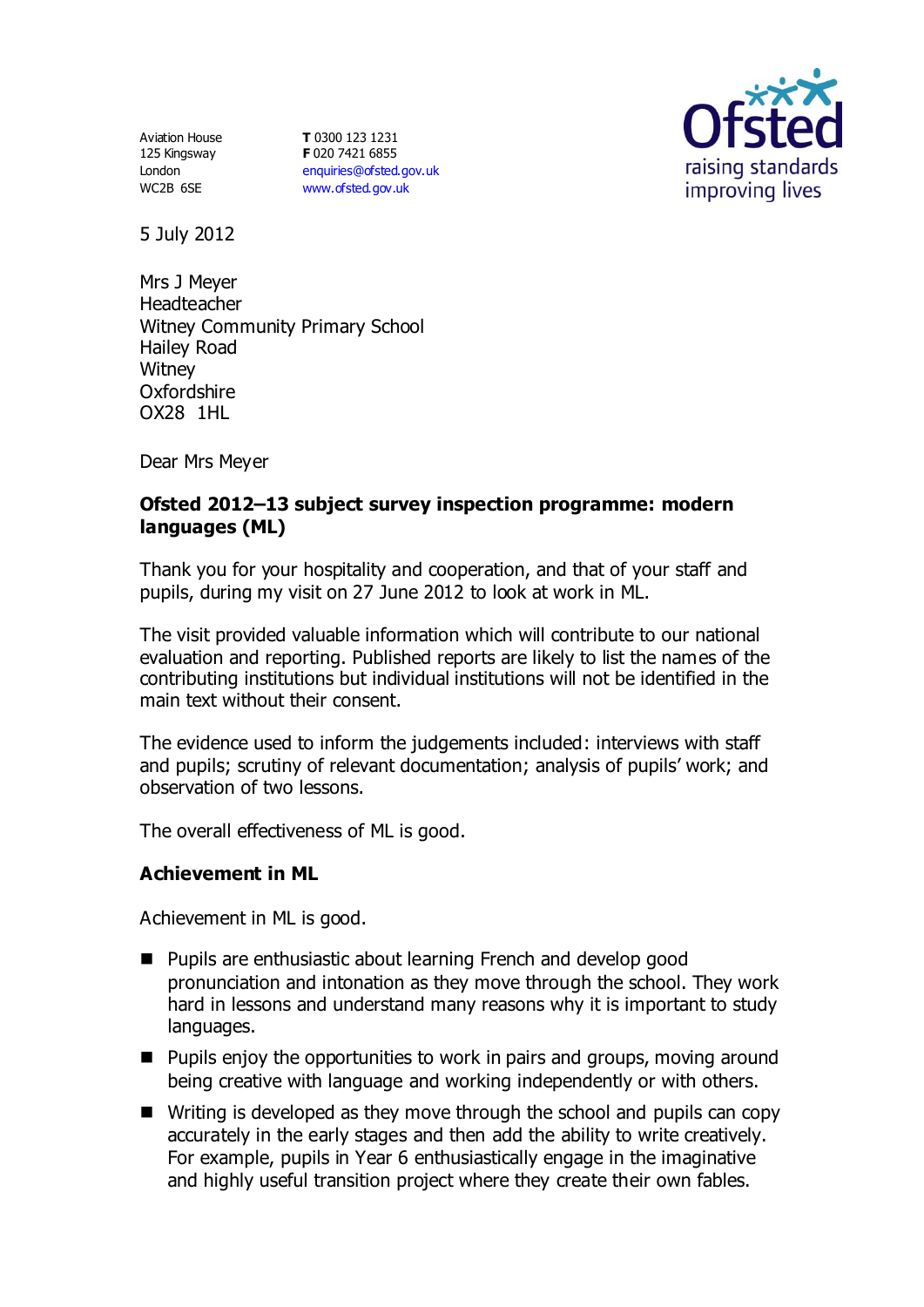Aviation House
125 Kingsway
London
WC2B 6SE

**T** 0300 123 1231
**F** 020 7421 6855
enquiries@ofsted.gov.uk
www.ofsted.gov.uk

Ofsted
raising standards
improving lives

5 July 2012

Mrs J Meyer
Headteacher
Witney Community Primary School
Hailey Road
Witney
Oxfordshire
OX28 1HL

Dear Mrs Meyer

**Ofsted 2012–13 subject survey inspection programme: modern languages (ML)**

Thank you for your hospitality and cooperation, and that of your staff and pupils, during my visit on 27 June 2012 to look at work in ML.

The visit provided valuable information which will contribute to our national evaluation and reporting. Published reports are likely to list the names of the contributing institutions but individual institutions will not be identified in the main text without their consent.

The evidence used to inform the judgements included: interviews with staff and pupils; scrutiny of relevant documentation; analysis of pupils' work; and observation of two lessons.

The overall effectiveness of ML is good.

## Achievement in ML

Achievement in ML is good.

- Pupils are enthusiastic about learning French and develop good pronunciation and intonation as they move through the school. They work hard in lessons and understand many reasons why it is important to study languages.
- Pupils enjoy the opportunities to work in pairs and groups, moving around being creative with language and working independently or with others.
- Writing is developed as they move through the school and pupils can copy accurately in the early stages and then add the ability to write creatively. For example, pupils in Year 6 enthusiastically engage in the imaginative and highly useful transition project where they create their own fables.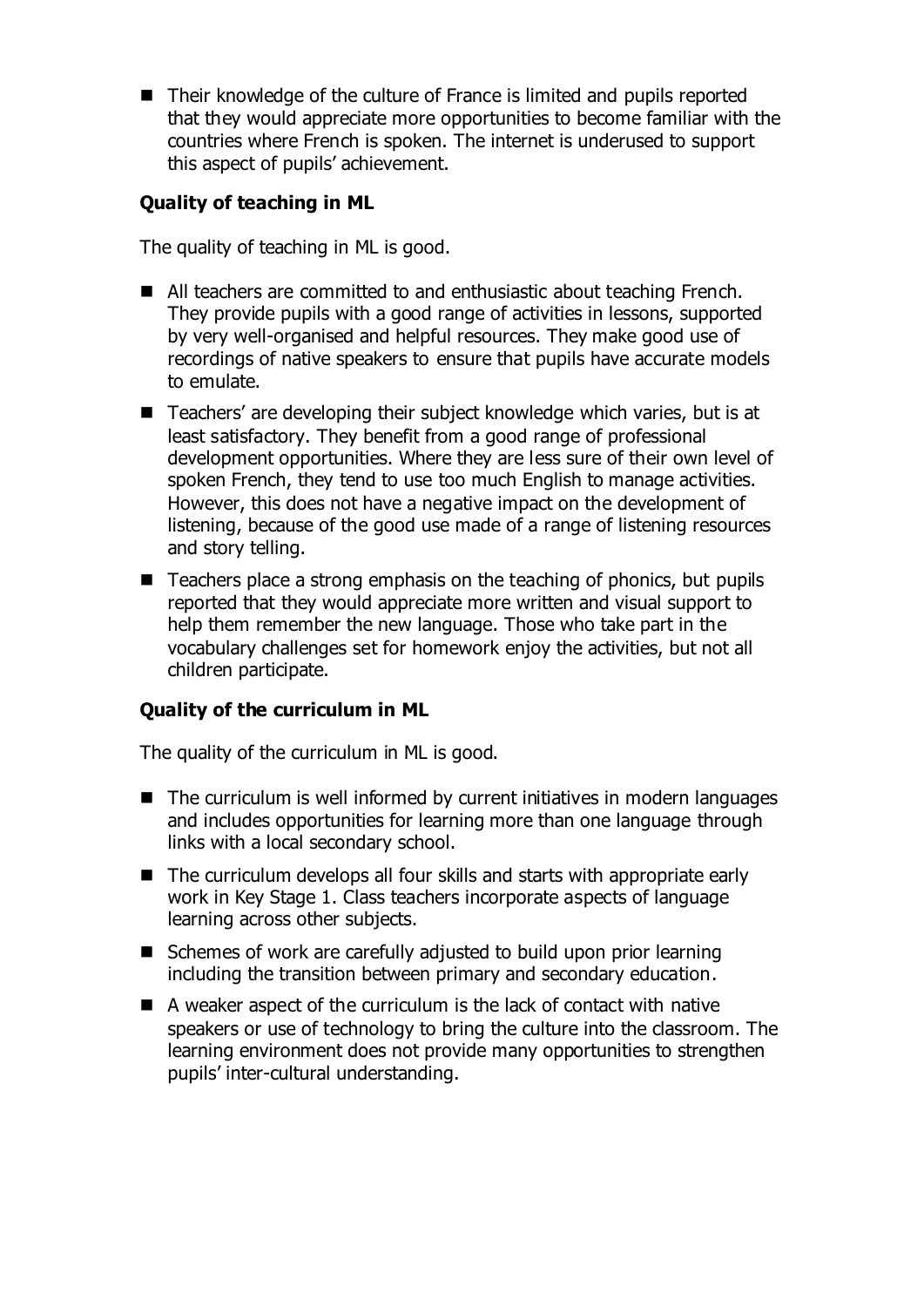- Their knowledge of the culture of France is limited and pupils reported that they would appreciate more opportunities to become familiar with the countries where French is spoken. The internet is underused to support this aspect of pupils' achievement.

### Quality of teaching in ML

The quality of teaching in ML is good.

- All teachers are committed to and enthusiastic about teaching French. They provide pupils with a good range of activities in lessons, supported by very well-organised and helpful resources. They make good use of recordings of native speakers to ensure that pupils have accurate models to emulate.
- Teachers' are developing their subject knowledge which varies, but is at least satisfactory. They benefit from a good range of professional development opportunities. Where they are less sure of their own level of spoken French, they tend to use too much English to manage activities. However, this does not have a negative impact on the development of listening, because of the good use made of a range of listening resources and story telling.
- Teachers place a strong emphasis on the teaching of phonics, but pupils reported that they would appreciate more written and visual support to help them remember the new language. Those who take part in the vocabulary challenges set for homework enjoy the activities, but not all children participate.

### Quality of the curriculum in ML

The quality of the curriculum in ML is good.

- The curriculum is well informed by current initiatives in modern languages and includes opportunities for learning more than one language through links with a local secondary school.
- The curriculum develops all four skills and starts with appropriate early work in Key Stage 1. Class teachers incorporate aspects of language learning across other subjects.
- Schemes of work are carefully adjusted to build upon prior learning including the transition between primary and secondary education.
- A weaker aspect of the curriculum is the lack of contact with native speakers or use of technology to bring the culture into the classroom. The learning environment does not provide many opportunities to strengthen pupils' inter-cultural understanding.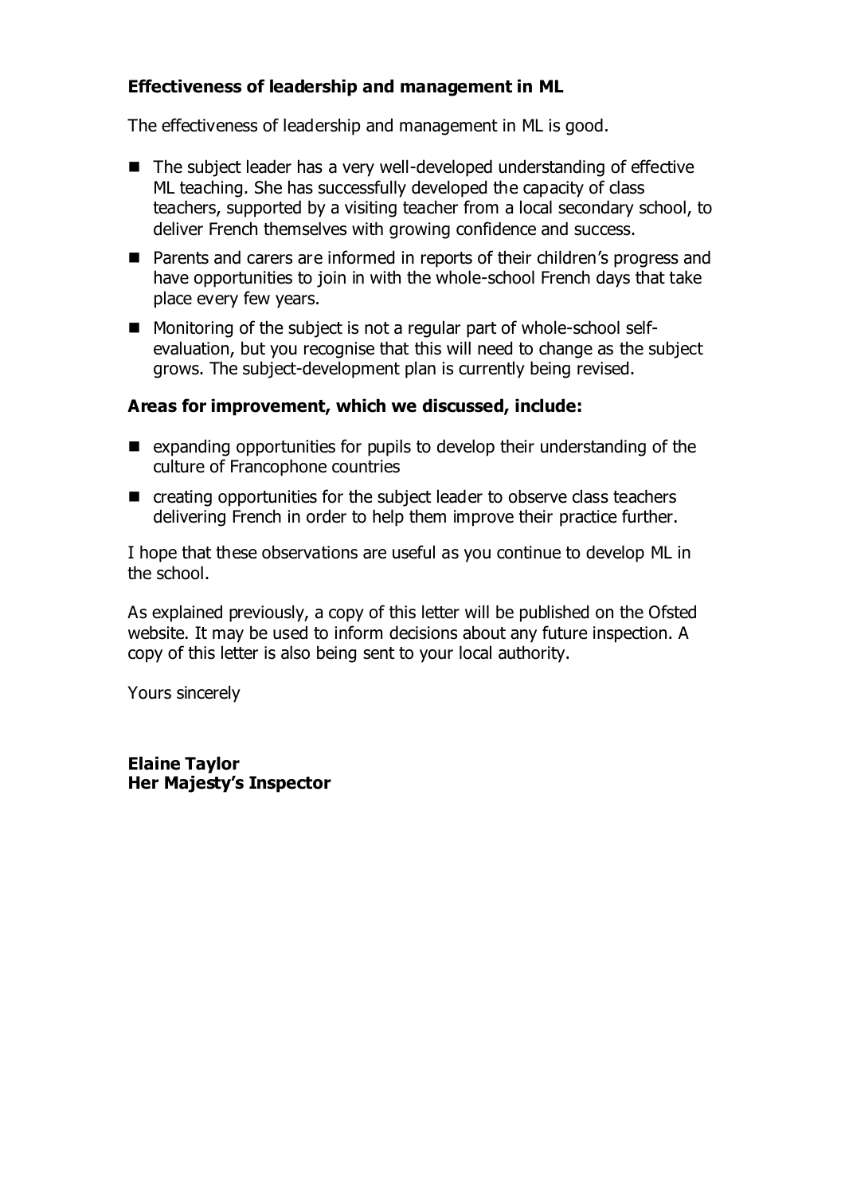**Effectiveness of leadership and management in ML**

The effectiveness of leadership and management in ML is good.

- The subject leader has a very well-developed understanding of effective ML teaching. She has successfully developed the capacity of class teachers, supported by a visiting teacher from a local secondary school, to deliver French themselves with growing confidence and success.
- Parents and carers are informed in reports of their children's progress and have opportunities to join in with the whole-school French days that take place every few years.
- Monitoring of the subject is not a regular part of whole-school self-evaluation, but you recognise that this will need to change as the subject grows. The subject-development plan is currently being revised.

**Areas for improvement, which we discussed, include:**

- expanding opportunities for pupils to develop their understanding of the culture of Francophone countries
- creating opportunities for the subject leader to observe class teachers delivering French in order to help them improve their practice further.

I hope that these observations are useful as you continue to develop ML in the school.

As explained previously, a copy of this letter will be published on the Ofsted website. It may be used to inform decisions about any future inspection. A copy of this letter is also being sent to your local authority.

Yours sincerely

**Elaine Taylor**
**Her Majesty's Inspector**